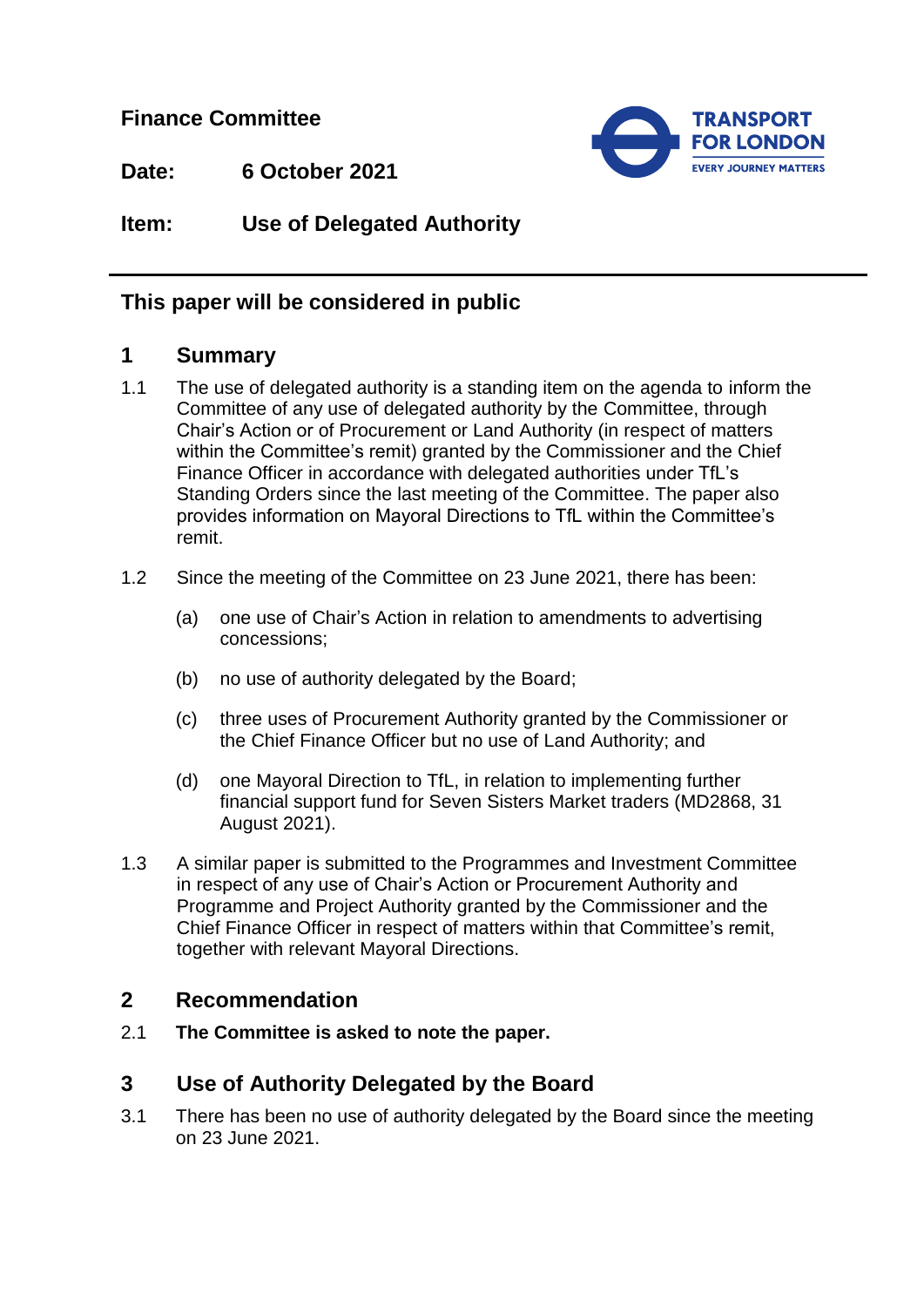**Finance Committee**

**Date:** 6 October 2021

**Item:** Use of Delegated Authority

**This paper will be considered in public**

## 1 Summary

1.1 The use of delegated authority is a standing item on the agenda to inform the Committee of any use of delegated authority by the Committee, through Chair's Action or of Procurement or Land Authority (in respect of matters within the Committee's remit) granted by the Commissioner and the Chief Finance Officer in accordance with delegated authorities under TfL's Standing Orders since the last meeting of the Committee. The paper also provides information on Mayoral Directions to TfL within the Committee's remit.

1.2 Since the meeting of the Committee on 23 June 2021, there has been:

(a) one use of Chair's Action in relation to amendments to advertising concessions;

(b) no use of authority delegated by the Board;

(c) three uses of Procurement Authority granted by the Commissioner or the Chief Finance Officer but no use of Land Authority; and

(d) one Mayoral Direction to TfL, in relation to implementing further financial support fund for Seven Sisters Market traders (MD2868, 31 August 2021).

1.3 A similar paper is submitted to the Programmes and Investment Committee in respect of any use of Chair's Action or Procurement Authority and Programme and Project Authority granted by the Commissioner and the Chief Finance Officer in respect of matters within that Committee's remit, together with relevant Mayoral Directions.

## 2 Recommendation

2.1 **The Committee is asked to note the paper.**

## 3 Use of Authority Delegated by the Board

3.1 There has been no use of authority delegated by the Board since the meeting on 23 June 2021.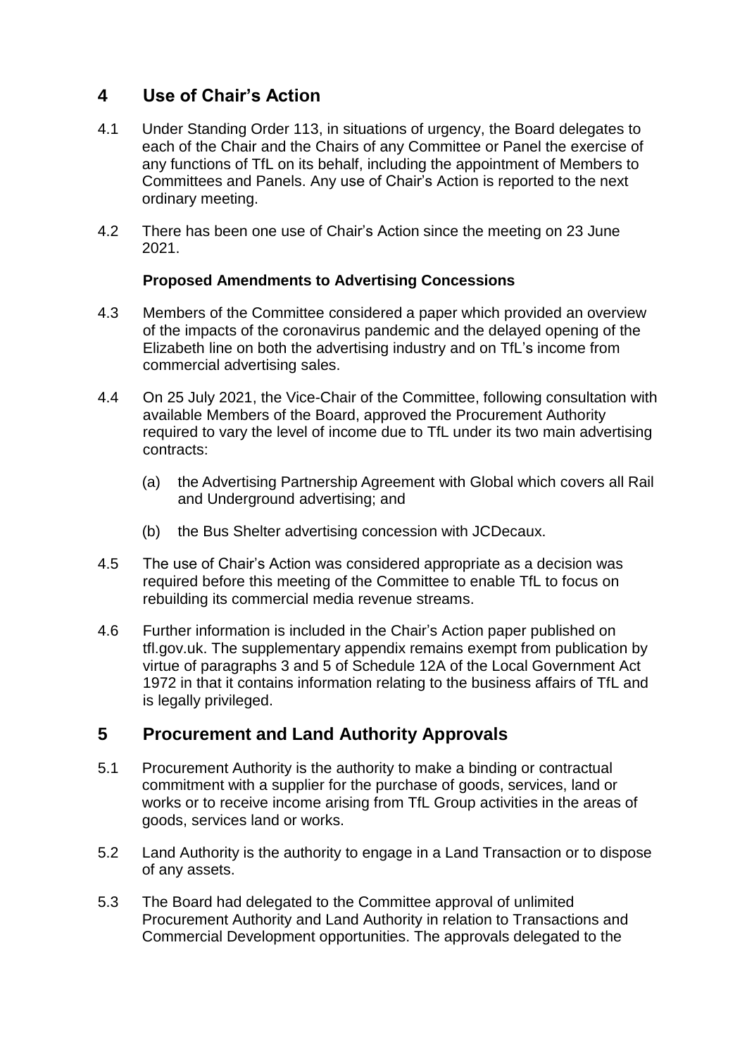## 4 Use of Chair's Action

4.1 Under Standing Order 113, in situations of urgency, the Board delegates to each of the Chair and the Chairs of any Committee or Panel the exercise of any functions of TfL on its behalf, including the appointment of Members to Committees and Panels. Any use of Chair's Action is reported to the next ordinary meeting.

4.2 There has been one use of Chair's Action since the meeting on 23 June 2021.

**Proposed Amendments to Advertising Concessions**

4.3 Members of the Committee considered a paper which provided an overview of the impacts of the coronavirus pandemic and the delayed opening of the Elizabeth line on both the advertising industry and on TfL's income from commercial advertising sales.

4.4 On 25 July 2021, the Vice-Chair of the Committee, following consultation with available Members of the Board, approved the Procurement Authority required to vary the level of income due to TfL under its two main advertising contracts:

(a) the Advertising Partnership Agreement with Global which covers all Rail and Underground advertising; and

(b) the Bus Shelter advertising concession with JCDecaux.

4.5 The use of Chair's Action was considered appropriate as a decision was required before this meeting of the Committee to enable TfL to focus on rebuilding its commercial media revenue streams.

4.6 Further information is included in the Chair's Action paper published on tfl.gov.uk. The supplementary appendix remains exempt from publication by virtue of paragraphs 3 and 5 of Schedule 12A of the Local Government Act 1972 in that it contains information relating to the business affairs of TfL and is legally privileged.

## 5 Procurement and Land Authority Approvals

5.1 Procurement Authority is the authority to make a binding or contractual commitment with a supplier for the purchase of goods, services, land or works or to receive income arising from TfL Group activities in the areas of goods, services land or works.

5.2 Land Authority is the authority to engage in a Land Transaction or to dispose of any assets.

5.3 The Board had delegated to the Committee approval of unlimited Procurement Authority and Land Authority in relation to Transactions and Commercial Development opportunities. The approvals delegated to the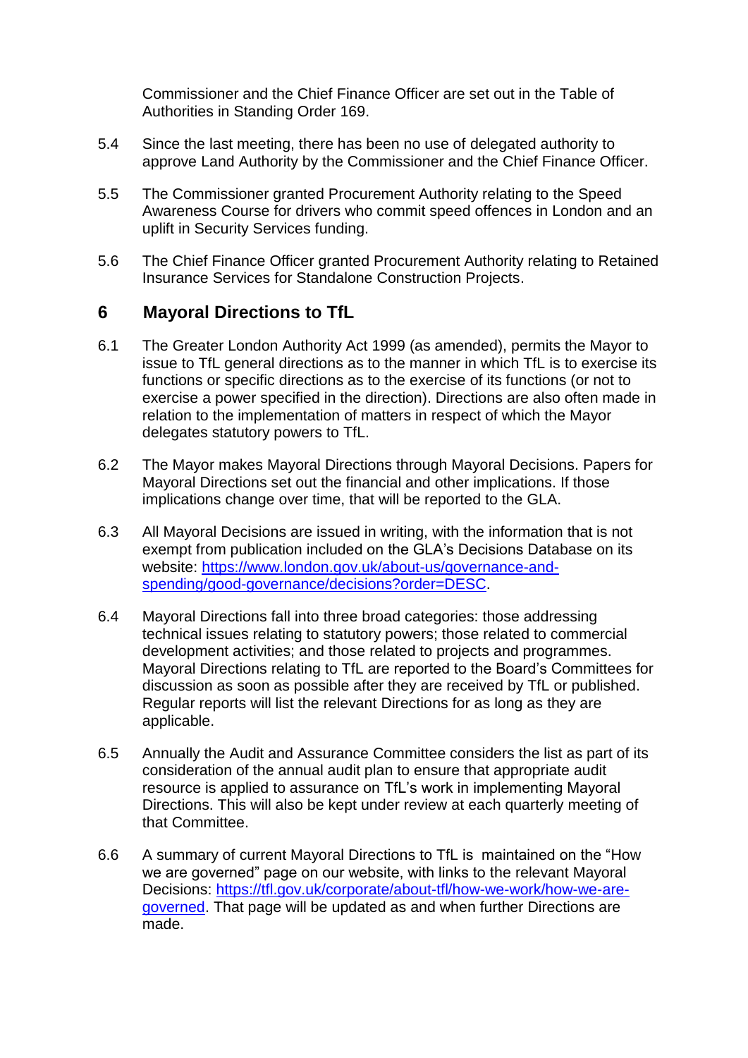Commissioner and the Chief Finance Officer are set out in the Table of Authorities in Standing Order 169.

5.4 Since the last meeting, there has been no use of delegated authority to approve Land Authority by the Commissioner and the Chief Finance Officer.

5.5 The Commissioner granted Procurement Authority relating to the Speed Awareness Course for drivers who commit speed offences in London and an uplift in Security Services funding.

5.6 The Chief Finance Officer granted Procurement Authority relating to Retained Insurance Services for Standalone Construction Projects.

## 6 Mayoral Directions to TfL

6.1 The Greater London Authority Act 1999 (as amended), permits the Mayor to issue to TfL general directions as to the manner in which TfL is to exercise its functions or specific directions as to the exercise of its functions (or not to exercise a power specified in the direction). Directions are also often made in relation to the implementation of matters in respect of which the Mayor delegates statutory powers to TfL.

6.2 The Mayor makes Mayoral Directions through Mayoral Decisions. Papers for Mayoral Directions set out the financial and other implications. If those implications change over time, that will be reported to the GLA.

6.3 All Mayoral Decisions are issued in writing, with the information that is not exempt from publication included on the GLA's Decisions Database on its website: [https://www.london.gov.uk/about-us/governance-and-spending/good-governance/decisions?order=DESC](https://www.london.gov.uk/about-us/governance-and-spending/good-governance/decisions?order=DESC).

6.4 Mayoral Directions fall into three broad categories: those addressing technical issues relating to statutory powers; those related to commercial development activities; and those related to projects and programmes. Mayoral Directions relating to TfL are reported to the Board's Committees for discussion as soon as possible after they are received by TfL or published. Regular reports will list the relevant Directions for as long as they are applicable.

6.5 Annually the Audit and Assurance Committee considers the list as part of its consideration of the annual audit plan to ensure that appropriate audit resource is applied to assurance on TfL's work in implementing Mayoral Directions. This will also be kept under review at each quarterly meeting of that Committee.

6.6 A summary of current Mayoral Directions to TfL is maintained on the "How we are governed" page on our website, with links to the relevant Mayoral Decisions: [https://tfl.gov.uk/corporate/about-tfl/how-we-work/how-we-are-governed](https://tfl.gov.uk/corporate/about-tfl/how-we-work/how-we-are-governed). That page will be updated as and when further Directions are made.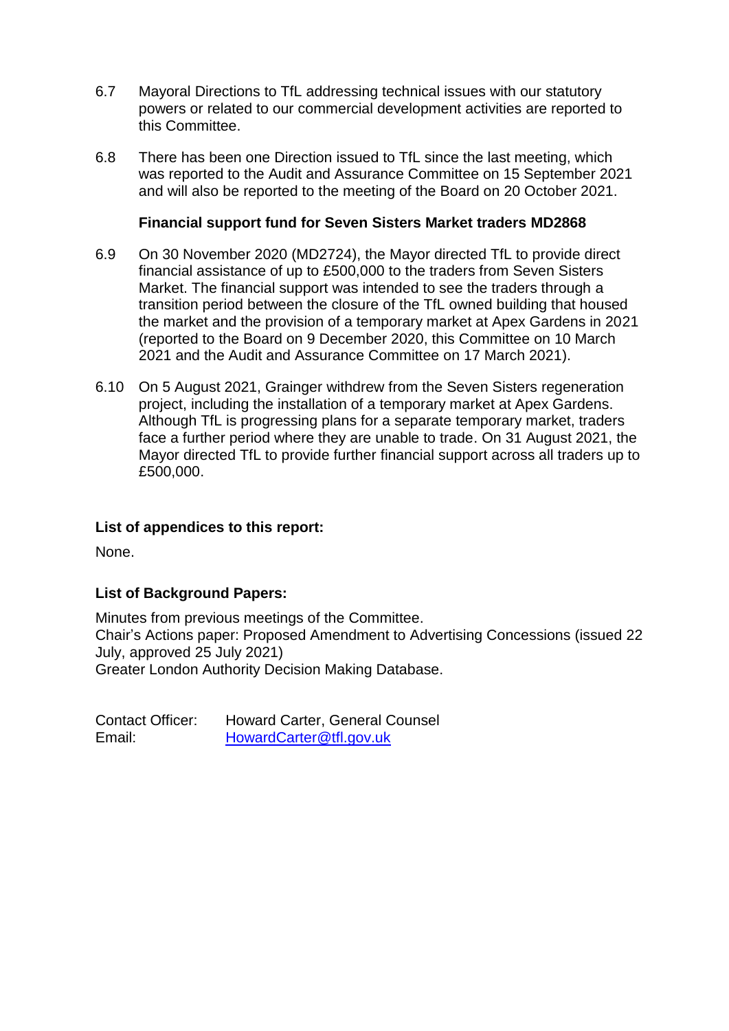6.7 Mayoral Directions to TfL addressing technical issues with our statutory powers or related to our commercial development activities are reported to this Committee.

6.8 There has been one Direction issued to TfL since the last meeting, which was reported to the Audit and Assurance Committee on 15 September 2021 and will also be reported to the meeting of the Board on 20 October 2021.

**Financial support fund for Seven Sisters Market traders MD2868**

6.9 On 30 November 2020 (MD2724), the Mayor directed TfL to provide direct financial assistance of up to £500,000 to the traders from Seven Sisters Market. The financial support was intended to see the traders through a transition period between the closure of the TfL owned building that housed the market and the provision of a temporary market at Apex Gardens in 2021 (reported to the Board on 9 December 2020, this Committee on 10 March 2021 and the Audit and Assurance Committee on 17 March 2021).

6.10 On 5 August 2021, Grainger withdrew from the Seven Sisters regeneration project, including the installation of a temporary market at Apex Gardens. Although TfL is progressing plans for a separate temporary market, traders face a further period where they are unable to trade. On 31 August 2021, the Mayor directed TfL to provide further financial support across all traders up to £500,000.

**List of appendices to this report:**

None.

**List of Background Papers:**

Minutes from previous meetings of the Committee.
Chair's Actions paper: Proposed Amendment to Advertising Concessions (issued 22 July, approved 25 July 2021)
Greater London Authority Decision Making Database.

Contact Officer: Howard Carter, General Counsel
Email: HowardCarter@tfl.gov.uk